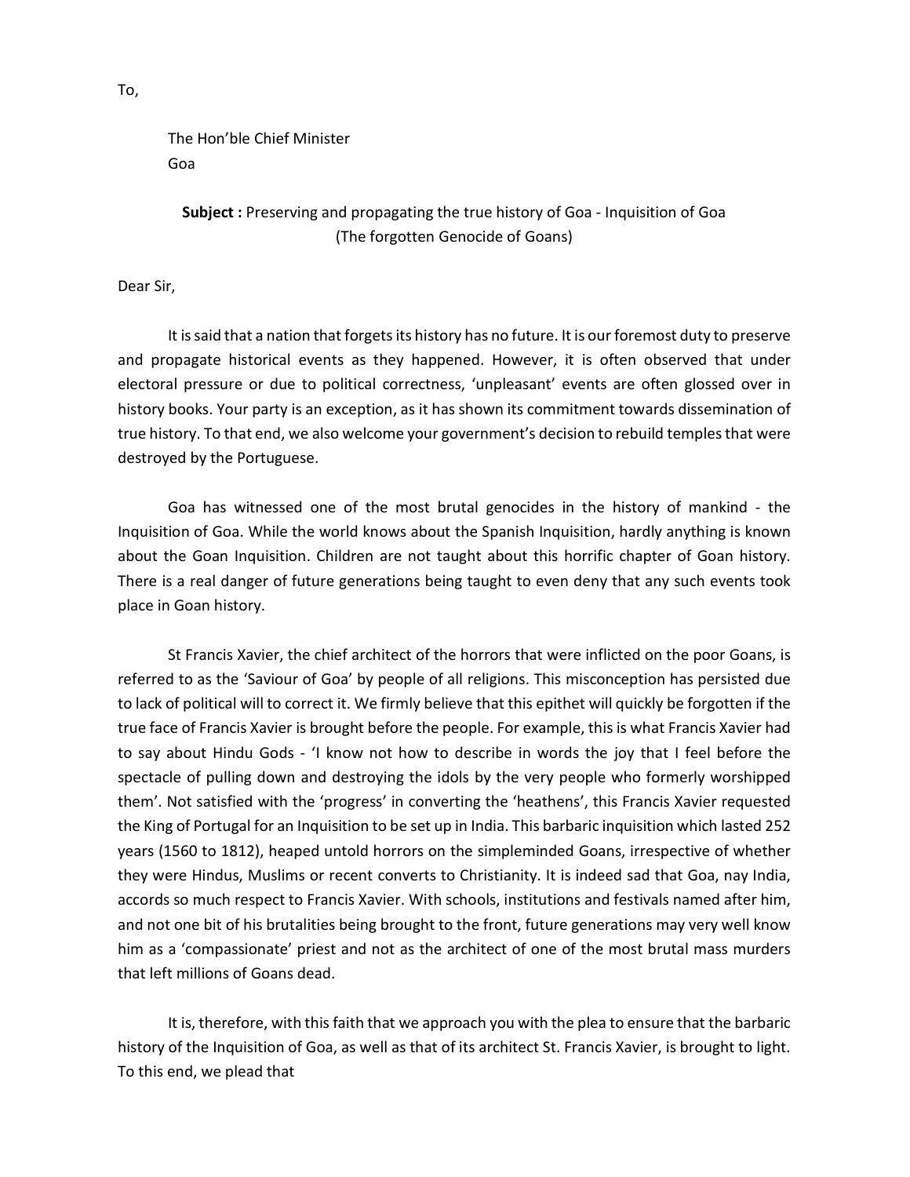To,

The Hon'ble Chief Minister
Goa

**Subject :** Preserving and propagating the true history of Goa - Inquisition of Goa (The forgotten Genocide of Goans)

Dear Sir,

It is said that a nation that forgets its history has no future. It is our foremost duty to preserve and propagate historical events as they happened. However, it is often observed that under electoral pressure or due to political correctness, 'unpleasant' events are often glossed over in history books. Your party is an exception, as it has shown its commitment towards dissemination of true history. To that end, we also welcome your government's decision to rebuild temples that were destroyed by the Portuguese.

Goa has witnessed one of the most brutal genocides in the history of mankind - the Inquisition of Goa. While the world knows about the Spanish Inquisition, hardly anything is known about the Goan Inquisition. Children are not taught about this horrific chapter of Goan history. There is a real danger of future generations being taught to even deny that any such events took place in Goan history.

St Francis Xavier, the chief architect of the horrors that were inflicted on the poor Goans, is referred to as the 'Saviour of Goa' by people of all religions. This misconception has persisted due to lack of political will to correct it. We firmly believe that this epithet will quickly be forgotten if the true face of Francis Xavier is brought before the people. For example, this is what Francis Xavier had to say about Hindu Gods - 'I know not how to describe in words the joy that I feel before the spectacle of pulling down and destroying the idols by the very people who formerly worshipped them'. Not satisfied with the 'progress' in converting the 'heathens', this Francis Xavier requested the King of Portugal for an Inquisition to be set up in India. This barbaric inquisition which lasted 252 years (1560 to 1812), heaped untold horrors on the simpleminded Goans, irrespective of whether they were Hindus, Muslims or recent converts to Christianity. It is indeed sad that Goa, nay India, accords so much respect to Francis Xavier. With schools, institutions and festivals named after him, and not one bit of his brutalities being brought to the front, future generations may very well know him as a 'compassionate' priest and not as the architect of one of the most brutal mass murders that left millions of Goans dead.

It is, therefore, with this faith that we approach you with the plea to ensure that the barbaric history of the Inquisition of Goa, as well as that of its architect St. Francis Xavier, is brought to light. To this end, we plead that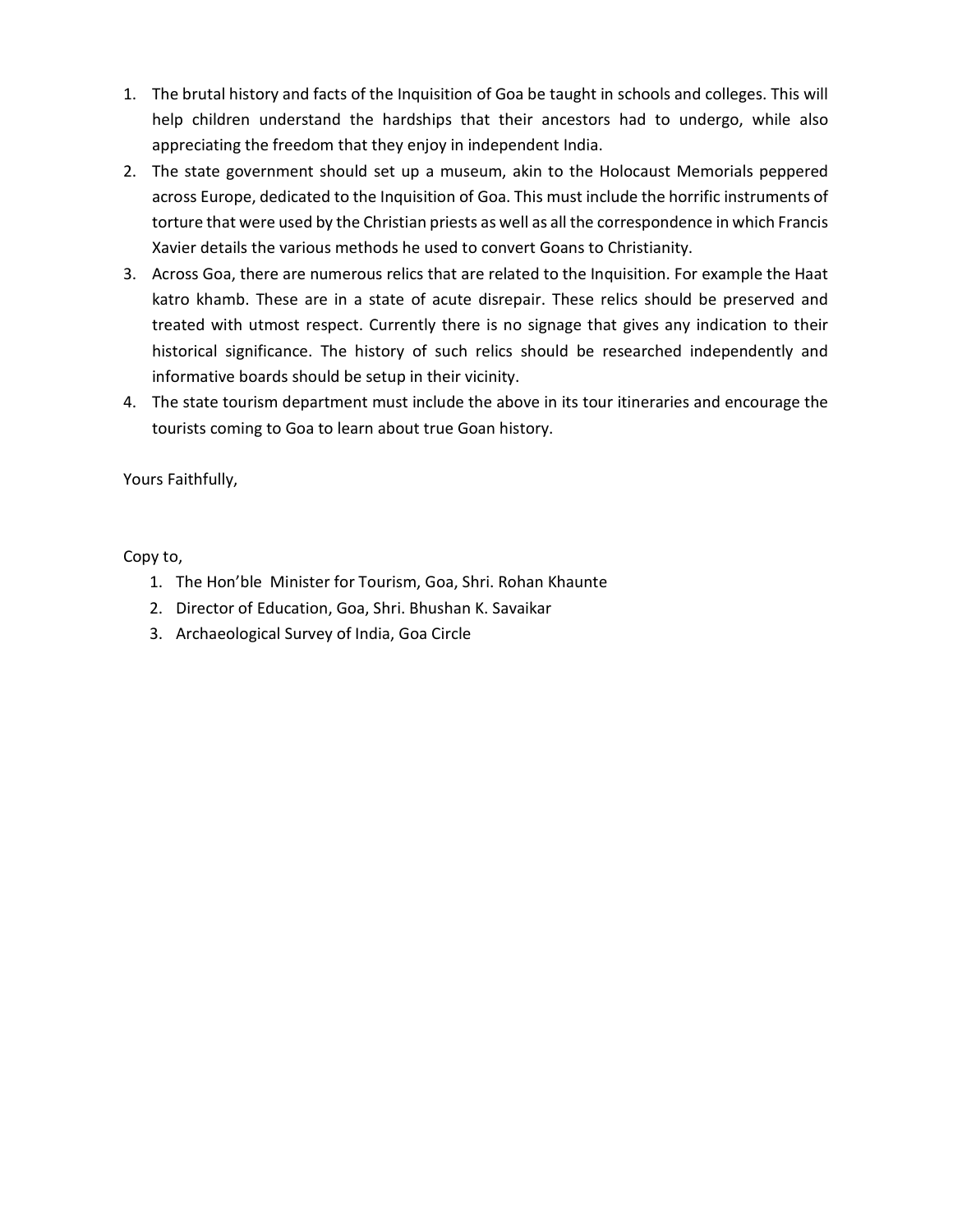1. The brutal history and facts of the Inquisition of Goa be taught in schools and colleges. This will help children understand the hardships that their ancestors had to undergo, while also appreciating the freedom that they enjoy in independent India.
2. The state government should set up a museum, akin to the Holocaust Memorials peppered across Europe, dedicated to the Inquisition of Goa. This must include the horrific instruments of torture that were used by the Christian priests as well as all the correspondence in which Francis Xavier details the various methods he used to convert Goans to Christianity.
3. Across Goa, there are numerous relics that are related to the Inquisition. For example the Haat katro khamb. These are in a state of acute disrepair. These relics should be preserved and treated with utmost respect. Currently there is no signage that gives any indication to their historical significance. The history of such relics should be researched independently and informative boards should be setup in their vicinity.
4. The state tourism department must include the above in its tour itineraries and encourage the tourists coming to Goa to learn about true Goan history.

Yours Faithfully,

Copy to,

1. The Hon'ble Minister for Tourism, Goa, Shri. Rohan Khaunte
2. Director of Education, Goa, Shri. Bhushan K. Savaikar
3. Archaeological Survey of India, Goa Circle